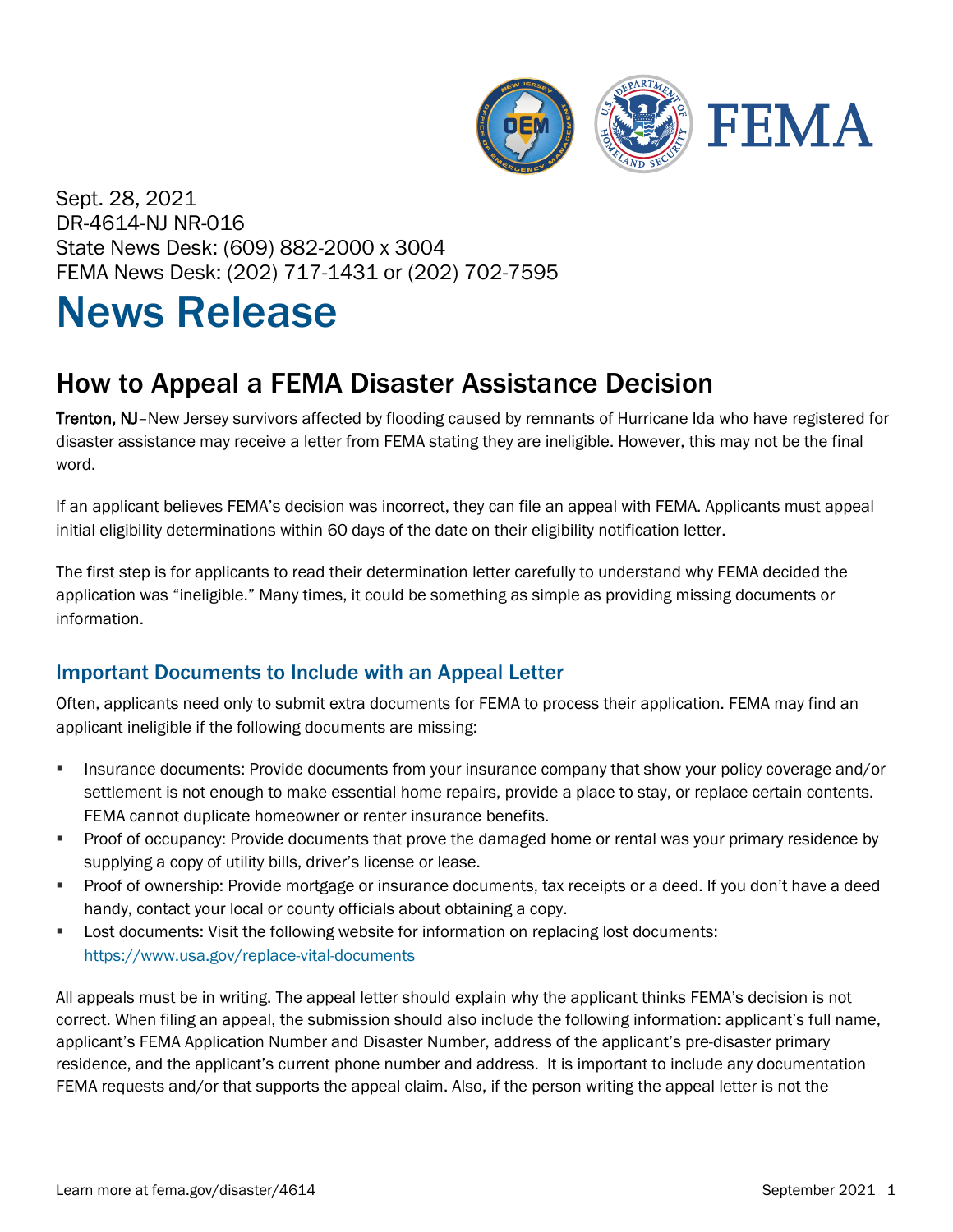Sept. 28, 2021
DR-4614-NJ NR-016
State News Desk: (609) 882-2000 x 3004
FEMA News Desk: (202) 717-1431 or (202) 702-7595

# News Release

## How to Appeal a FEMA Disaster Assistance Decision

**Trenton, NJ**–New Jersey survivors affected by flooding caused by remnants of Hurricane Ida who have registered for disaster assistance may receive a letter from FEMA stating they are ineligible. However, this may not be the final word.

If an applicant believes FEMA's decision was incorrect, they can file an appeal with FEMA. Applicants must appeal initial eligibility determinations within 60 days of the date on their eligibility notification letter.

The first step is for applicants to read their determination letter carefully to understand why FEMA decided the application was "ineligible." Many times, it could be something as simple as providing missing documents or information.

### Important Documents to Include with an Appeal Letter

Often, applicants need only to submit extra documents for FEMA to process their application. FEMA may find an applicant ineligible if the following documents are missing:

- Insurance documents: Provide documents from your insurance company that show your policy coverage and/or settlement is not enough to make essential home repairs, provide a place to stay, or replace certain contents. FEMA cannot duplicate homeowner or renter insurance benefits.
- Proof of occupancy: Provide documents that prove the damaged home or rental was your primary residence by supplying a copy of utility bills, driver's license or lease.
- Proof of ownership: Provide mortgage or insurance documents, tax receipts or a deed. If you don't have a deed handy, contact your local or county officials about obtaining a copy.
- Lost documents: Visit the following website for information on replacing lost documents: https://www.usa.gov/replace-vital-documents

All appeals must be in writing. The appeal letter should explain why the applicant thinks FEMA's decision is not correct. When filing an appeal, the submission should also include the following information: applicant's full name, applicant's FEMA Application Number and Disaster Number, address of the applicant's pre-disaster primary residence, and the applicant's current phone number and address. It is important to include any documentation FEMA requests and/or that supports the appeal claim. Also, if the person writing the appeal letter is not the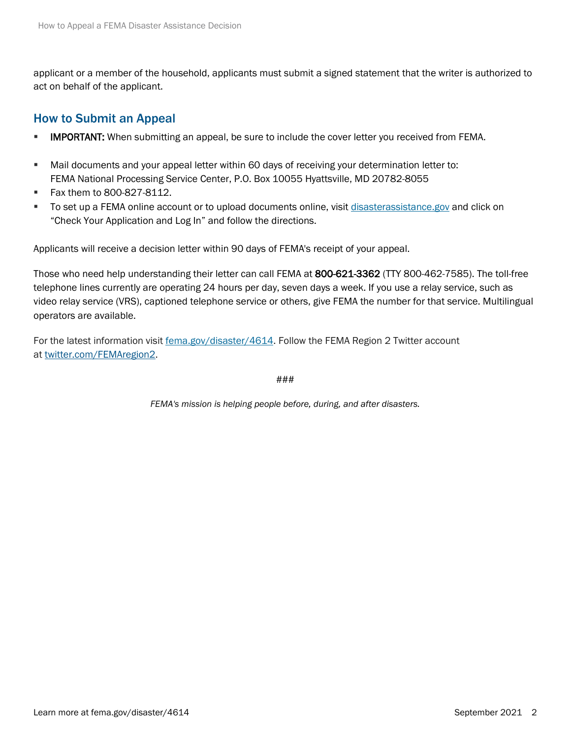applicant or a member of the household, applicants must submit a signed statement that the writer is authorized to act on behalf of the applicant.

## How to Submit an Appeal

- **IMPORTANT:** When submitting an appeal, be sure to include the cover letter you received from FEMA.

- Mail documents and your appeal letter within 60 days of receiving your determination letter to: FEMA National Processing Service Center, P.O. Box 10055 Hyattsville, MD 20782-8055
- Fax them to 800-827-8112.
- To set up a FEMA online account or to upload documents online, visit [disasterassistance.gov](disasterassistance.gov) and click on "Check Your Application and Log In" and follow the directions.

Applicants will receive a decision letter within 90 days of FEMA's receipt of your appeal.

Those who need help understanding their letter can call FEMA at **800-621-3362** (TTY 800-462-7585). The toll-free telephone lines currently are operating 24 hours per day, seven days a week. If you use a relay service, such as video relay service (VRS), captioned telephone service or others, give FEMA the number for that service. Multilingual operators are available.

For the latest information visit [fema.gov/disaster/4614](fema.gov/disaster/4614). Follow the FEMA Region 2 Twitter account at [twitter.com/FEMAregion2](twitter.com/FEMAregion2).

###

*FEMA's mission is helping people before, during, and after disasters.*